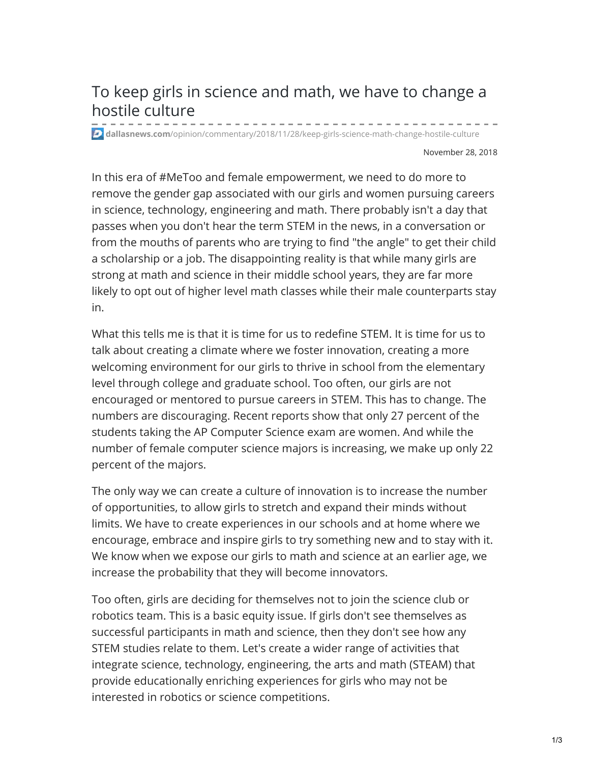# To keep girls in science and math, we have to change a hostile culture

dallasnews.com/opinion/commentary/2018/11/28/keep-girls-science-math-change-hostile-culture

November 28, 2018

In this era of #MeToo and female empowerment, we need to do more to remove the gender gap associated with our girls and women pursuing careers in science, technology, engineering and math. There probably isn't a day that passes when you don't hear the term STEM in the news, in a conversation or from the mouths of parents who are trying to find "the angle" to get their child a scholarship or a job. The disappointing reality is that while many girls are strong at math and science in their middle school years, they are far more likely to opt out of higher level math classes while their male counterparts stay in.

What this tells me is that it is time for us to redefine STEM. It is time for us to talk about creating a climate where we foster innovation, creating a more welcoming environment for our girls to thrive in school from the elementary level through college and graduate school. Too often, our girls are not encouraged or mentored to pursue careers in STEM. This has to change. The numbers are discouraging. Recent reports show that only 27 percent of the students taking the AP Computer Science exam are women. And while the number of female computer science majors is increasing, we make up only 22 percent of the majors.

The only way we can create a culture of innovation is to increase the number of opportunities, to allow girls to stretch and expand their minds without limits. We have to create experiences in our schools and at home where we encourage, embrace and inspire girls to try something new and to stay with it. We know when we expose our girls to math and science at an earlier age, we increase the probability that they will become innovators.

Too often, girls are deciding for themselves not to join the science club or robotics team. This is a basic equity issue. If girls don't see themselves as successful participants in math and science, then they don't see how any STEM studies relate to them. Let's create a wider range of activities that integrate science, technology, engineering, the arts and math (STEAM) that provide educationally enriching experiences for girls who may not be interested in robotics or science competitions.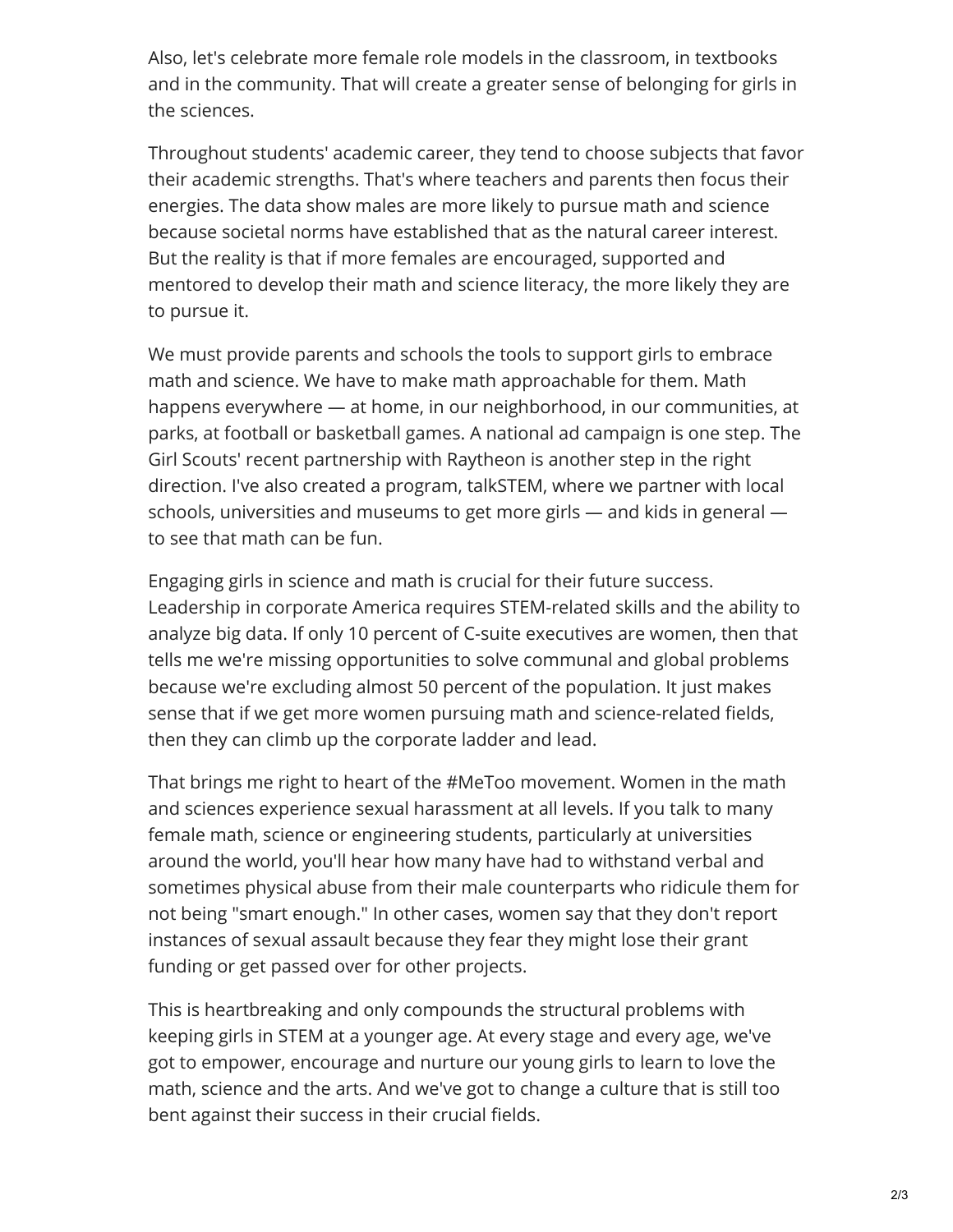Also, let's celebrate more female role models in the classroom, in textbooks and in the community. That will create a greater sense of belonging for girls in the sciences.

Throughout students' academic career, they tend to choose subjects that favor their academic strengths. That's where teachers and parents then focus their energies. The data show males are more likely to pursue math and science because societal norms have established that as the natural career interest. But the reality is that if more females are encouraged, supported and mentored to develop their math and science literacy, the more likely they are to pursue it.

We must provide parents and schools the tools to support girls to embrace math and science. We have to make math approachable for them. Math happens everywhere — at home, in our neighborhood, in our communities, at parks, at football or basketball games. A national ad campaign is one step. The Girl Scouts' recent partnership with Raytheon is another step in the right direction. I've also created a program, talkSTEM, where we partner with local schools, universities and museums to get more girls — and kids in general — to see that math can be fun.

Engaging girls in science and math is crucial for their future success. Leadership in corporate America requires STEM-related skills and the ability to analyze big data. If only 10 percent of C-suite executives are women, then that tells me we're missing opportunities to solve communal and global problems because we're excluding almost 50 percent of the population. It just makes sense that if we get more women pursuing math and science-related fields, then they can climb up the corporate ladder and lead.

That brings me right to heart of the #MeToo movement. Women in the math and sciences experience sexual harassment at all levels. If you talk to many female math, science or engineering students, particularly at universities around the world, you'll hear how many have had to withstand verbal and sometimes physical abuse from their male counterparts who ridicule them for not being "smart enough." In other cases, women say that they don't report instances of sexual assault because they fear they might lose their grant funding or get passed over for other projects.

This is heartbreaking and only compounds the structural problems with keeping girls in STEM at a younger age. At every stage and every age, we've got to empower, encourage and nurture our young girls to learn to love the math, science and the arts. And we've got to change a culture that is still too bent against their success in their crucial fields.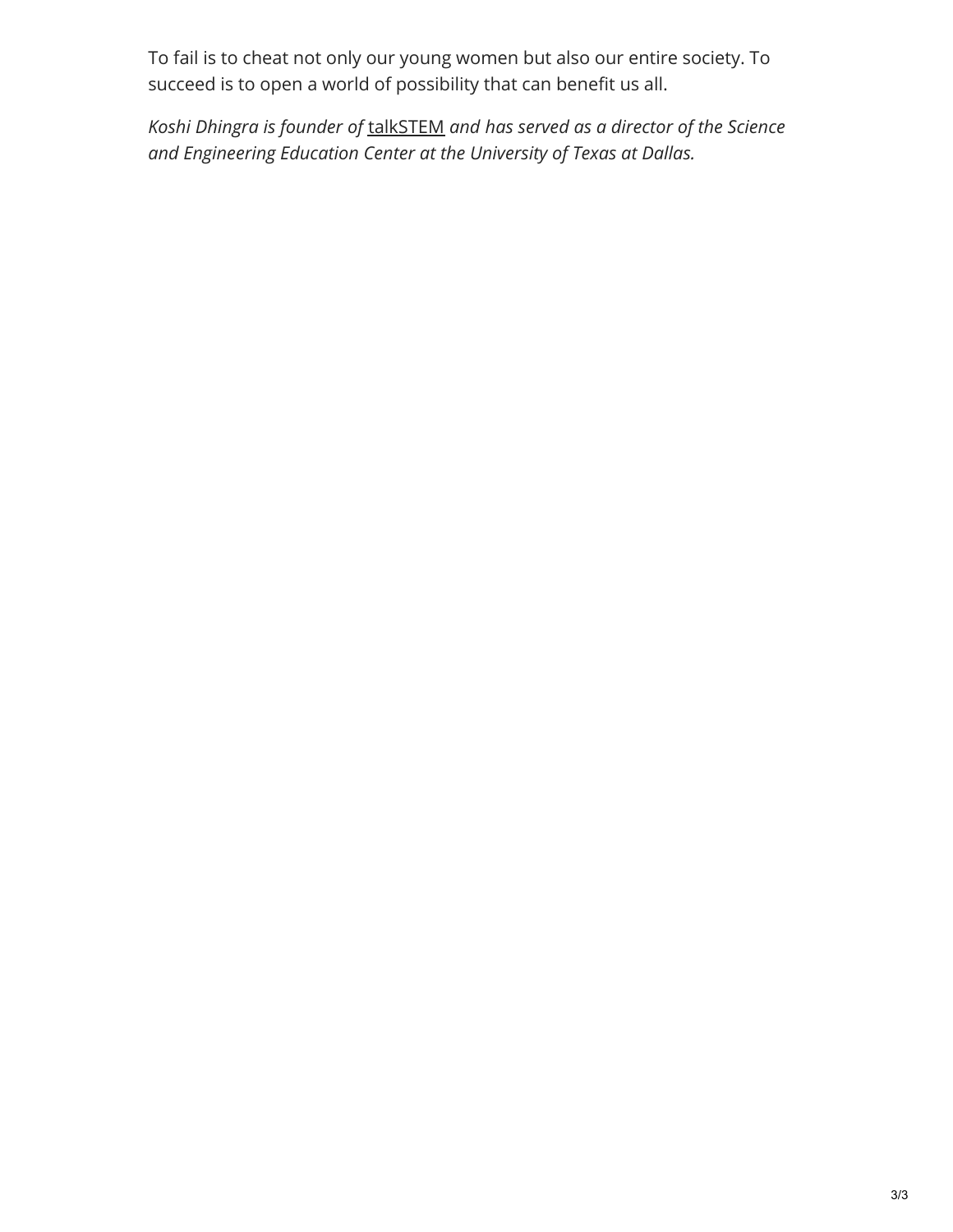To fail is to cheat not only our young women but also our entire society. To succeed is to open a world of possibility that can benefit us all.

*Koshi Dhingra is founder of* talkSTEM *and has served as a director of the Science and Engineering Education Center at the University of Texas at Dallas.*